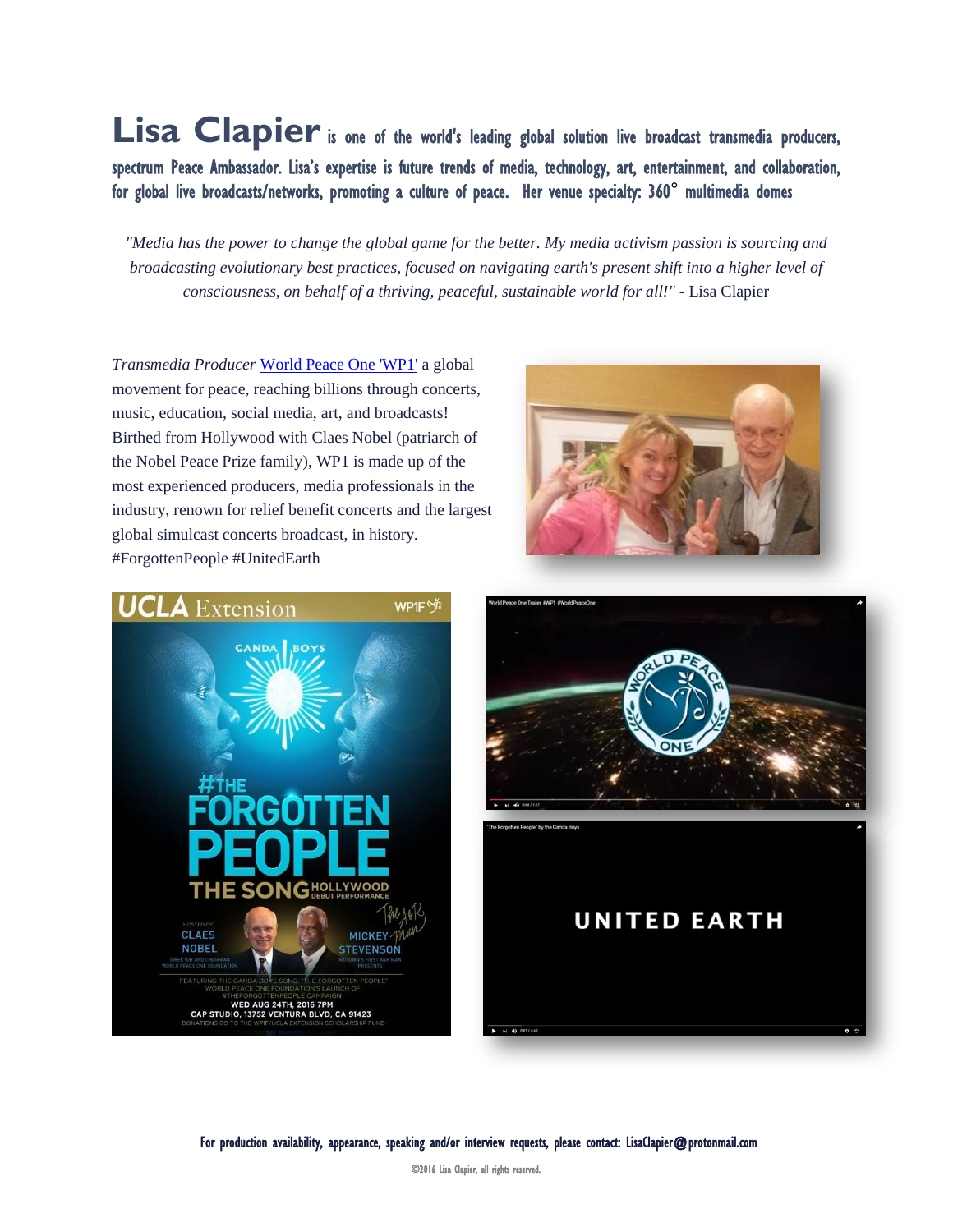**Lisa Clapier** is one of the world's leading global solution live broadcast transmedia producers, spectrum Peace Ambassador. Lisa's expertise is future trends of media, technology, art, entertainment, and collaboration, for global live broadcasts/networks, promoting a culture of peace. Her venue specialty: 360° multimedia domes

*"Media has the power to change the global game for the better. My media activism passion is sourcing and broadcasting evolutionary best practices, focused on navigating earth's present shift into a higher level of consciousness, on behalf of a thriving, peaceful, sustainable world for all!"* - Lisa Clapier

*Transmedia Producer* World Peace One 'WP1' a global movement for peace, reaching billions through concerts, music, education, social media, art, and broadcasts! Birthed from Hollywood with Claes Nobel (patriarch of the Nobel Peace Prize family), WP1 is made up of the most experienced producers, media professionals in the industry, renown for relief benefit concerts and the largest global simulcast concerts broadcast, in history. #ForgottenPeople #UnitedEarth

For production availability, appearance, speaking and/or interview requests, please contact: LisaClapier@protonmail.com

©2016 Lisa Clapier, all rights reserved.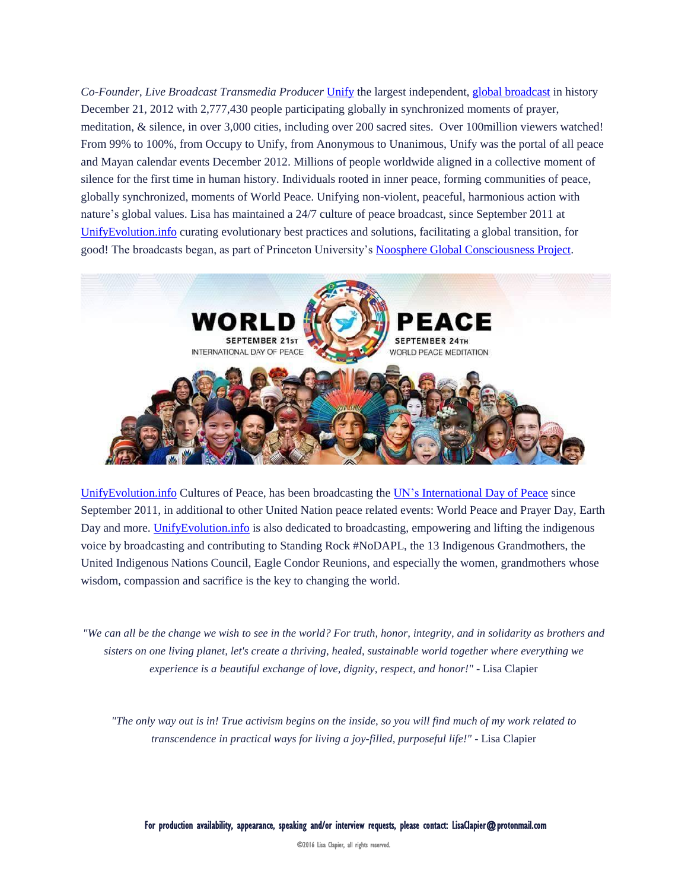*Co-Founder, Live Broadcast Transmedia Producer* Unify the largest independent, global broadcast in history December 21, 2012 with 2,777,430 people participating globally in synchronized moments of prayer, meditation, & silence, in over 3,000 cities, including over 200 sacred sites. Over 100million viewers watched! From 99% to 100%, from Occupy to Unify, from Anonymous to Unanimous, Unify was the portal of all peace and Mayan calendar events December 2012. Millions of people worldwide aligned in a collective moment of silence for the first time in human history. Individuals rooted in inner peace, forming communities of peace, globally synchronized, moments of World Peace. Unifying non-violent, peaceful, harmonious action with nature's global values. Lisa has maintained a 24/7 culture of peace broadcast, since September 2011 at UnifyEvolution.info curating evolutionary best practices and solutions, facilitating a global transition, for good! The broadcasts began, as part of Princeton University's Noosphere Global Consciousness Project.

UnifyEvolution.info Cultures of Peace, has been broadcasting the UN's International Day of Peace since September 2011, in additional to other United Nation peace related events: World Peace and Prayer Day, Earth Day and more. UnifyEvolution.info is also dedicated to broadcasting, empowering and lifting the indigenous voice by broadcasting and contributing to Standing Rock #NoDAPL, the 13 Indigenous Grandmothers, the United Indigenous Nations Council, Eagle Condor Reunions, and especially the women, grandmothers whose wisdom, compassion and sacrifice is the key to changing the world.

*"We can all be the change we wish to see in the world? For truth, honor, integrity, and in solidarity as brothers and sisters on one living planet, let's create a thriving, healed, sustainable world together where everything we experience is a beautiful exchange of love, dignity, respect, and honor!"* - Lisa Clapier

*"The only way out is in! True activism begins on the inside, so you will find much of my work related to transcendence in practical ways for living a joy-filled, purposeful life!"* - Lisa Clapier

For production availability, appearance, speaking and/or interview requests, please contact: LisaClapier@protonmail.com

©2016 Lisa Clapier, all rights reserved.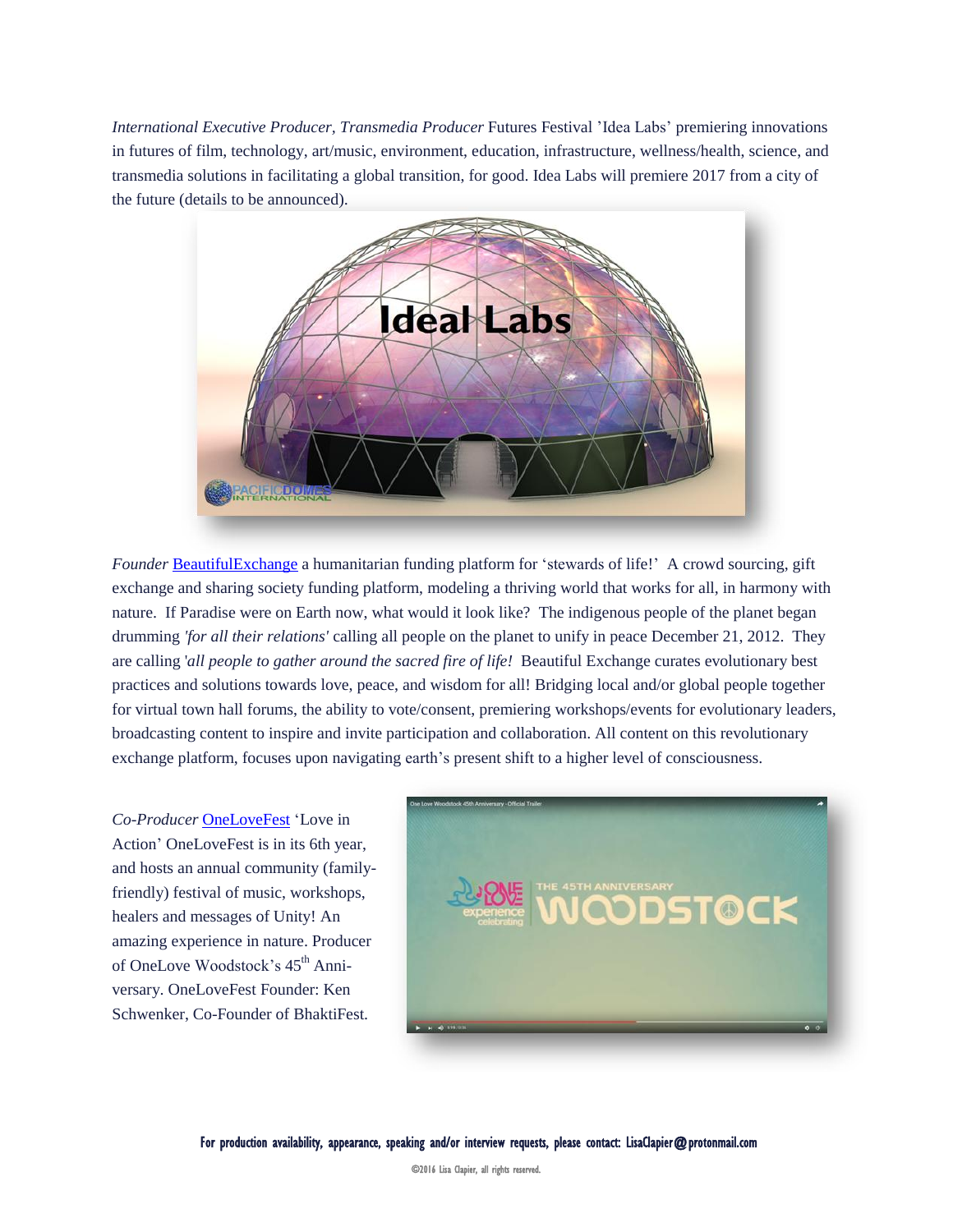*International Executive Producer, Transmedia Producer* Futures Festival 'Idea Labs' premiering innovations in futures of film, technology, art/music, environment, education, infrastructure, wellness/health, science, and transmedia solutions in facilitating a global transition, for good. Idea Labs will premiere 2017 from a city of the future (details to be announced).

*Founder* BeautifulExchange a humanitarian funding platform for 'stewards of life!' A crowd sourcing, gift exchange and sharing society funding platform, modeling a thriving world that works for all, in harmony with nature. If Paradise were on Earth now, what would it look like? The indigenous people of the planet began drumming *'for all their relations'* calling all people on the planet to unify in peace December 21, 2012. They are calling *'all people to gather around the sacred fire of life!* Beautiful Exchange curates evolutionary best practices and solutions towards love, peace, and wisdom for all! Bridging local and/or global people together for virtual town hall forums, the ability to vote/consent, premiering workshops/events for evolutionary leaders, broadcasting content to inspire and invite participation and collaboration. All content on this revolutionary exchange platform, focuses upon navigating earth's present shift to a higher level of consciousness.

*Co-Producer* OneLoveFest 'Love in Action' OneLoveFest is in its 6th year, and hosts an annual community (family-friendly) festival of music, workshops, healers and messages of Unity! An amazing experience in nature. Producer of OneLove Woodstock's 45th Anniversary. OneLoveFest Founder: Ken Schwenker, Co-Founder of BhaktiFest.

For production availability, appearance, speaking and/or interview requests, please contact: LisaClapier@protonmail.com

©2016 Lisa Clapier, all rights reserved.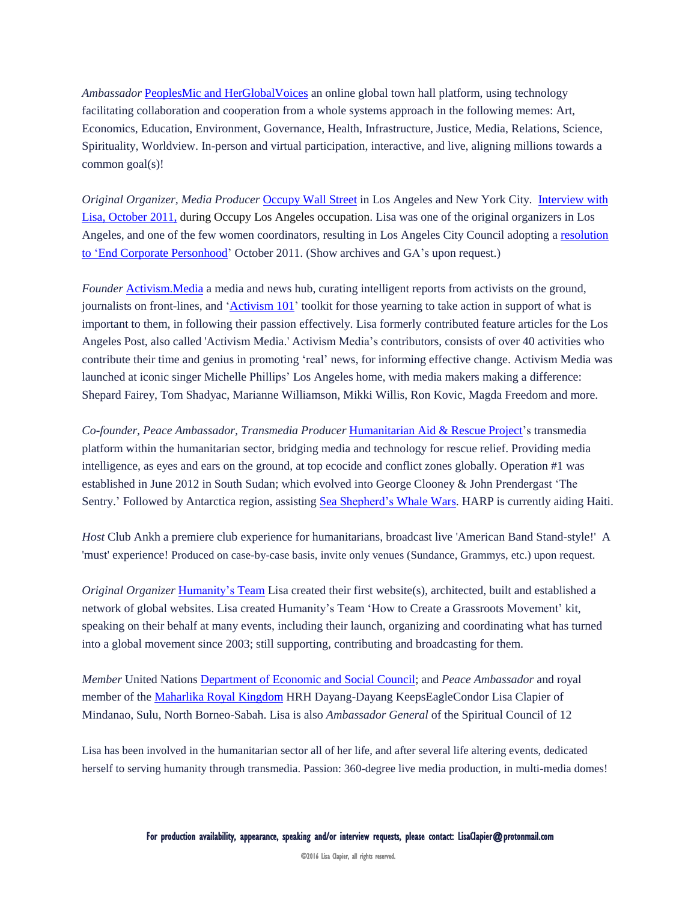*Ambassador* PeoplesMic and HerGlobalVoices an online global town hall platform, using technology facilitating collaboration and cooperation from a whole systems approach in the following memes: Art, Economics, Education, Environment, Governance, Health, Infrastructure, Justice, Media, Relations, Science, Spirituality, Worldview. In-person and virtual participation, interactive, and live, aligning millions towards a common goal(s)!

*Original Organizer, Media Producer* Occupy Wall Street in Los Angeles and New York City. Interview with Lisa, October 2011, during Occupy Los Angeles occupation. Lisa was one of the original organizers in Los Angeles, and one of the few women coordinators, resulting in Los Angeles City Council adopting a resolution to 'End Corporate Personhood' October 2011. (Show archives and GA's upon request.)

*Founder* Activism.Media a media and news hub, curating intelligent reports from activists on the ground, journalists on front-lines, and 'Activism 101' toolkit for those yearning to take action in support of what is important to them, in following their passion effectively. Lisa formerly contributed feature articles for the Los Angeles Post, also called 'Activism Media.' Activism Media's contributors, consists of over 40 activities who contribute their time and genius in promoting 'real' news, for informing effective change. Activism Media was launched at iconic singer Michelle Phillips' Los Angeles home, with media makers making a difference: Shepard Fairey, Tom Shadyac, Marianne Williamson, Mikki Willis, Ron Kovic, Magda Freedom and more.

*Co-founder, Peace Ambassador, Transmedia Producer* Humanitarian Aid & Rescue Project's transmedia platform within the humanitarian sector, bridging media and technology for rescue relief. Providing media intelligence, as eyes and ears on the ground, at top ecocide and conflict zones globally. Operation #1 was established in June 2012 in South Sudan; which evolved into George Clooney & John Prendergast 'The Sentry.' Followed by Antarctica region, assisting Sea Shepherd's Whale Wars. HARP is currently aiding Haiti.

*Host* Club Ankh a premiere club experience for humanitarians, broadcast live 'American Band Stand-style!' A 'must' experience! Produced on case-by-case basis, invite only venues (Sundance, Grammys, etc.) upon request.

*Original Organizer* Humanity's Team Lisa created their first website(s), architected, built and established a network of global websites. Lisa created Humanity's Team 'How to Create a Grassroots Movement' kit, speaking on their behalf at many events, including their launch, organizing and coordinating what has turned into a global movement since 2003; still supporting, contributing and broadcasting for them.

*Member* United Nations Department of Economic and Social Council; and *Peace Ambassador* and royal member of the Maharlika Royal Kingdom HRH Dayang-Dayang KeepsEagleCondor Lisa Clapier of Mindanao, Sulu, North Borneo-Sabah. Lisa is also *Ambassador General* of the Spiritual Council of 12

Lisa has been involved in the humanitarian sector all of her life, and after several life altering events, dedicated herself to serving humanity through transmedia. Passion: 360-degree live media production, in multi-media domes!

For production availability, appearance, speaking and/or interview requests, please contact: LisaClapier@protonmail.com

©2016 Lisa Clapier, all rights reserved.